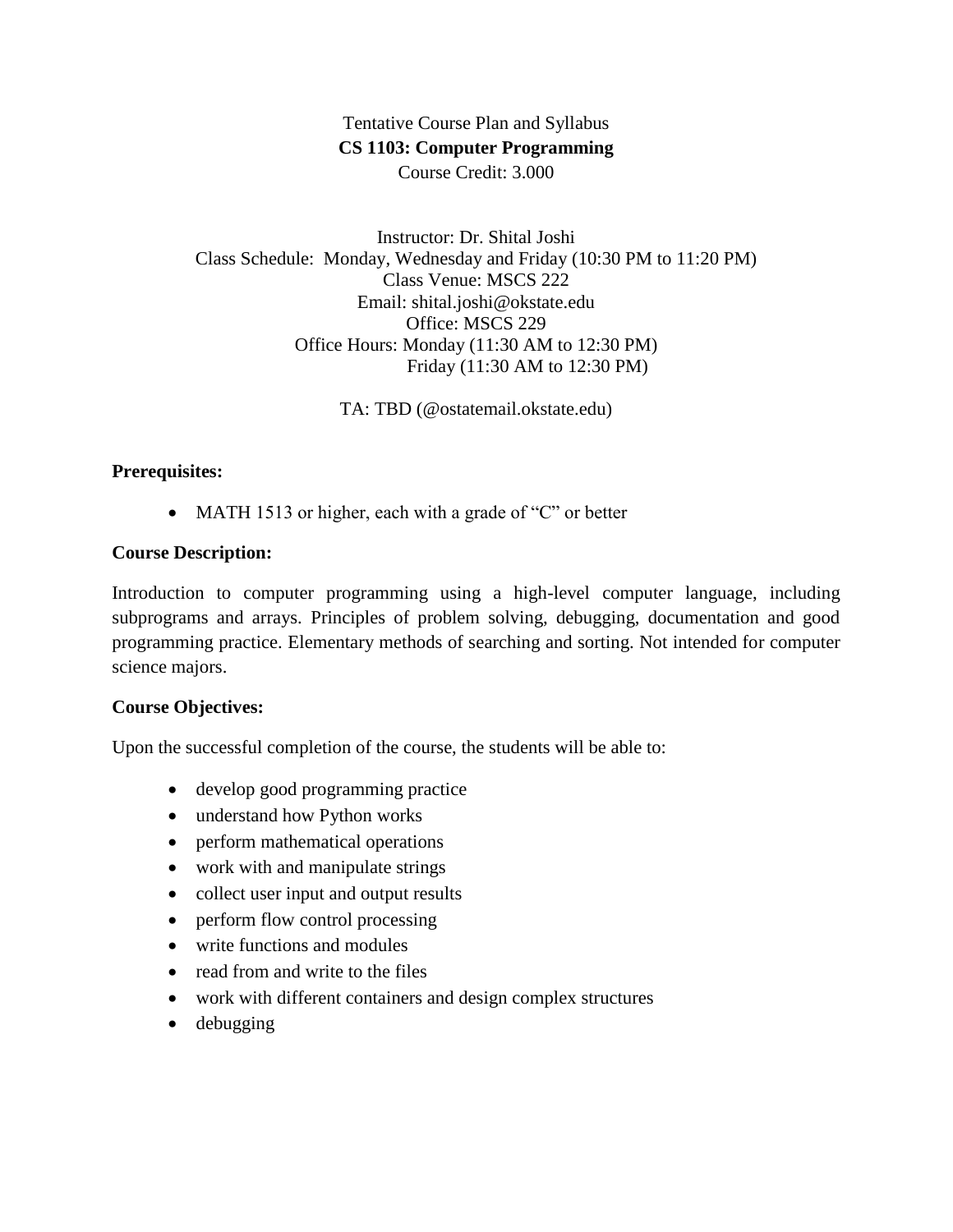Tentative Course Plan and Syllabus

**CS 1103: Computer Programming**

Course Credit: 3.000

Instructor: Dr. Shital Joshi
Class Schedule: Monday, Wednesday and Friday (10:30 PM to 11:20 PM)
Class Venue: MSCS 222
Email: shital.joshi@okstate.edu
Office: MSCS 229
Office Hours: Monday (11:30 AM to 12:30 PM)
Friday (11:30 AM to 12:30 PM)

TA: TBD (@ostatemail.okstate.edu)

**Prerequisites:**

- MATH 1513 or higher, each with a grade of "C" or better

**Course Description:**

Introduction to computer programming using a high-level computer language, including subprograms and arrays. Principles of problem solving, debugging, documentation and good programming practice. Elementary methods of searching and sorting. Not intended for computer science majors.

**Course Objectives:**

Upon the successful completion of the course, the students will be able to:

- develop good programming practice
- understand how Python works
- perform mathematical operations
- work with and manipulate strings
- collect user input and output results
- perform flow control processing
- write functions and modules
- read from and write to the files
- work with different containers and design complex structures
- debugging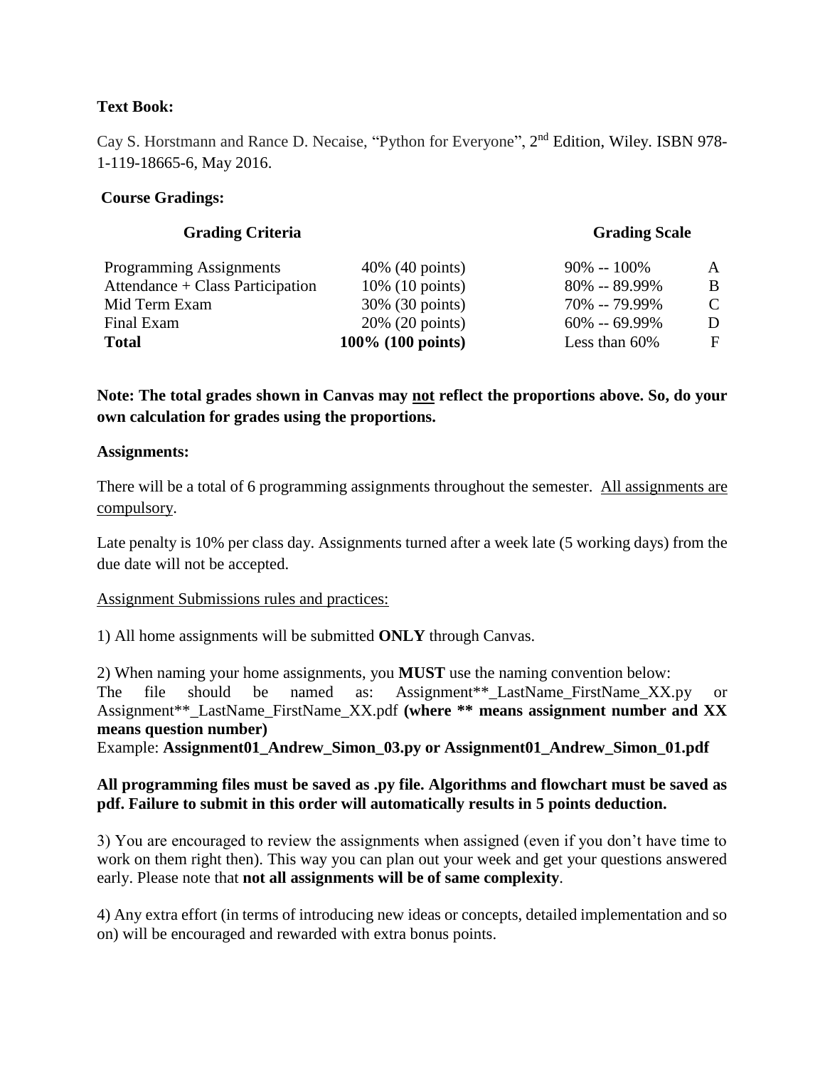**Text Book:**

Cay S. Horstmann and Rance D. Necaise, "Python for Everyone", 2nd Edition, Wiley. ISBN 978-1-119-18665-6, May 2016.

**Course Gradings:**

| **Grading Criteria** | | **Grading Scale** | |
|---|---|---|---|
| Programming Assignments | 40% (40 points) | 90% -- 100% | A |
| Attendance + Class Participation | 10% (10 points) | 80% -- 89.99% | B |
| Mid Term Exam | 30% (30 points) | 70% -- 79.99% | C |
| Final Exam | 20% (20 points) | 60% -- 69.99% | D |
| **Total** | **100% (100 points)** | Less than 60% | F |

**Note: The total grades shown in Canvas may not reflect the proportions above. So, do your own calculation for grades using the proportions.**

**Assignments:**

There will be a total of 6 programming assignments throughout the semester. All assignments are compulsory.

Late penalty is 10% per class day. Assignments turned after a week late (5 working days) from the due date will not be accepted.

Assignment Submissions rules and practices:

1) All home assignments will be submitted **ONLY** through Canvas.

2) When naming your home assignments, you **MUST** use the naming convention below:
The file should be named as: Assignment**_LastName_FirstName_XX.py or Assignment**_LastName_FirstName_XX.pdf **(where ** means assignment number and XX means question number)**
Example: **Assignment01_Andrew_Simon_03.py or Assignment01_Andrew_Simon_01.pdf**

**All programming files must be saved as .py file. Algorithms and flowchart must be saved as pdf. Failure to submit in this order will automatically results in 5 points deduction.**

3) You are encouraged to review the assignments when assigned (even if you don't have time to work on them right then). This way you can plan out your week and get your questions answered early. Please note that **not all assignments will be of same complexity**.

4) Any extra effort (in terms of introducing new ideas or concepts, detailed implementation and so on) will be encouraged and rewarded with extra bonus points.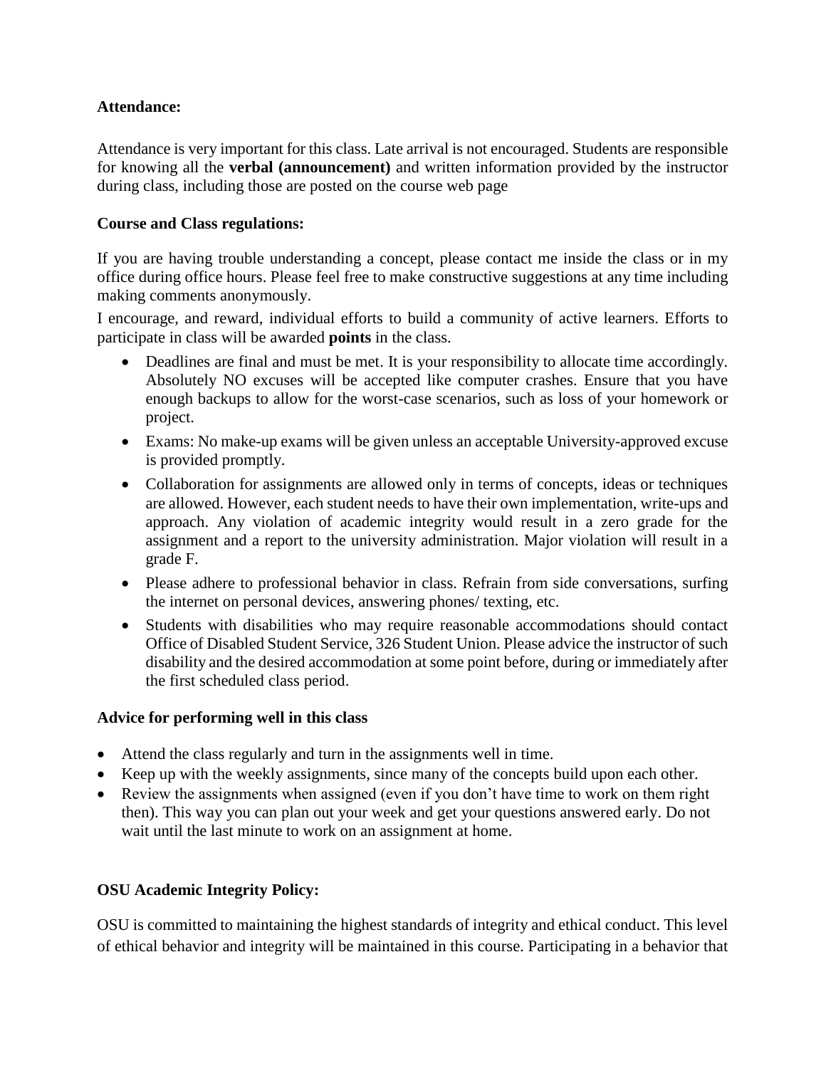**Attendance:**

Attendance is very important for this class. Late arrival is not encouraged. Students are responsible for knowing all the **verbal (announcement)** and written information provided by the instructor during class, including those are posted on the course web page

**Course and Class regulations:**

If you are having trouble understanding a concept, please contact me inside the class or in my office during office hours. Please feel free to make constructive suggestions at any time including making comments anonymously.

I encourage, and reward, individual efforts to build a community of active learners. Efforts to participate in class will be awarded **points** in the class.

- Deadlines are final and must be met. It is your responsibility to allocate time accordingly. Absolutely NO excuses will be accepted like computer crashes. Ensure that you have enough backups to allow for the worst-case scenarios, such as loss of your homework or project.
- Exams: No make-up exams will be given unless an acceptable University-approved excuse is provided promptly.
- Collaboration for assignments are allowed only in terms of concepts, ideas or techniques are allowed. However, each student needs to have their own implementation, write-ups and approach. Any violation of academic integrity would result in a zero grade for the assignment and a report to the university administration. Major violation will result in a grade F.
- Please adhere to professional behavior in class. Refrain from side conversations, surfing the internet on personal devices, answering phones/ texting, etc.
- Students with disabilities who may require reasonable accommodations should contact Office of Disabled Student Service, 326 Student Union. Please advice the instructor of such disability and the desired accommodation at some point before, during or immediately after the first scheduled class period.

**Advice for performing well in this class**

- Attend the class regularly and turn in the assignments well in time.
- Keep up with the weekly assignments, since many of the concepts build upon each other.
- Review the assignments when assigned (even if you don't have time to work on them right then). This way you can plan out your week and get your questions answered early. Do not wait until the last minute to work on an assignment at home.

**OSU Academic Integrity Policy:**

OSU is committed to maintaining the highest standards of integrity and ethical conduct. This level of ethical behavior and integrity will be maintained in this course. Participating in a behavior that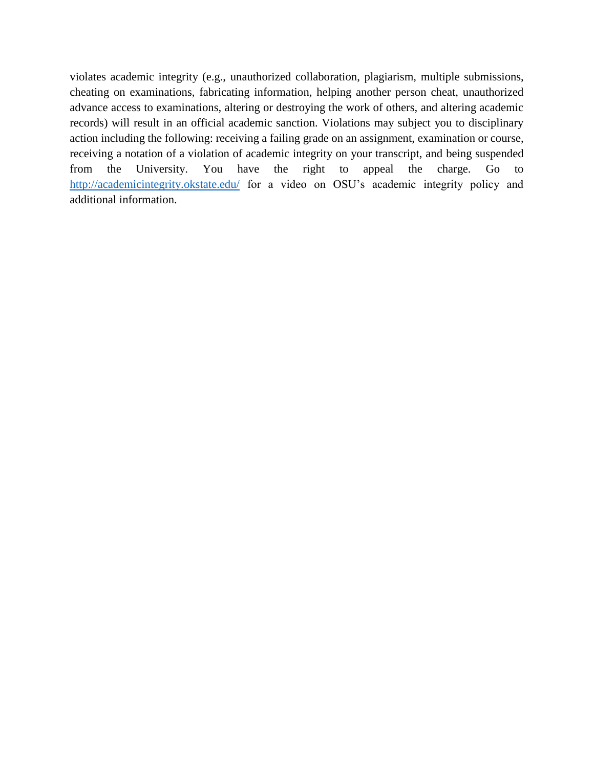violates academic integrity (e.g., unauthorized collaboration, plagiarism, multiple submissions, cheating on examinations, fabricating information, helping another person cheat, unauthorized advance access to examinations, altering or destroying the work of others, and altering academic records) will result in an official academic sanction. Violations may subject you to disciplinary action including the following: receiving a failing grade on an assignment, examination or course, receiving a notation of a violation of academic integrity on your transcript, and being suspended from the University. You have the right to appeal the charge. Go to [http://academicintegrity.okstate.edu/](http://academicintegrity.okstate.edu/) for a video on OSU's academic integrity policy and additional information.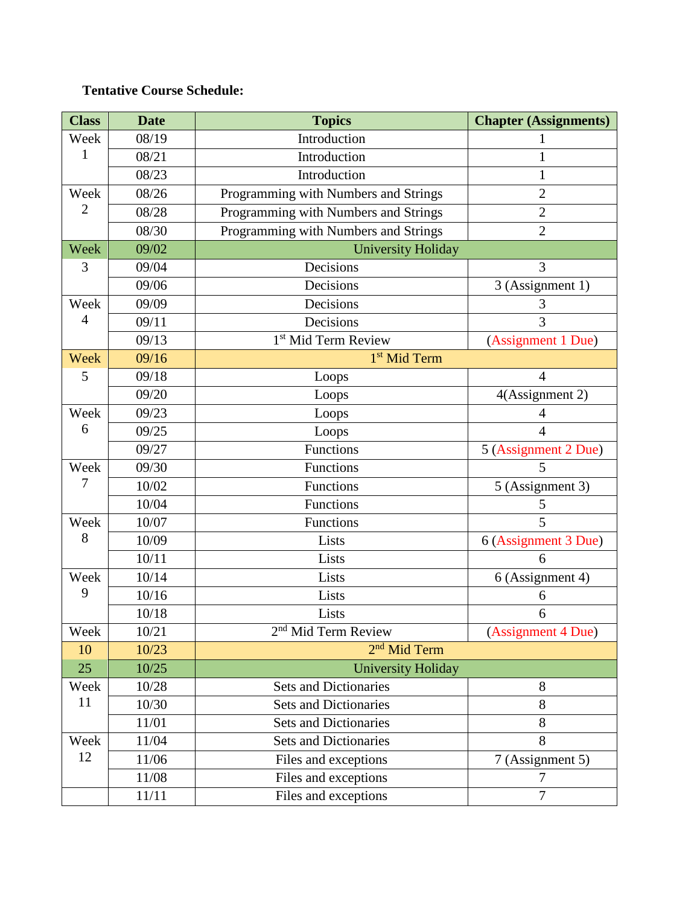**Tentative Course Schedule:**

| Class | Date | Topics | Chapter (Assignments) |
|---|---|---|---|
| Week 1 | 08/19 | Introduction | 1 |
| | 08/21 | Introduction | 1 |
| | 08/23 | Introduction | 1 |
| Week 2 | 08/26 | Programming with Numbers and Strings | 2 |
| | 08/28 | Programming with Numbers and Strings | 2 |
| | 08/30 | Programming with Numbers and Strings | 2 |
| Week 3 | 09/02 | University Holiday | |
| | 09/04 | Decisions | 3 |
| | 09/06 | Decisions | 3 (Assignment 1) |
| Week 4 | 09/09 | Decisions | 3 |
| | 09/11 | Decisions | 3 |
| | 09/13 | 1st Mid Term Review | (Assignment 1 Due) |
| Week 5 | 09/16 | 1st Mid Term | |
| | 09/18 | Loops | 4 |
| | 09/20 | Loops | 4(Assignment 2) |
| Week 6 | 09/23 | Loops | 4 |
| | 09/25 | Loops | 4 |
| | 09/27 | Functions | 5 (Assignment 2 Due) |
| Week 7 | 09/30 | Functions | 5 |
| | 10/02 | Functions | 5 (Assignment 3) |
| | 10/04 | Functions | 5 |
| Week 8 | 10/07 | Functions | 5 |
| | 10/09 | Lists | 6 (Assignment 3 Due) |
| | 10/11 | Lists | 6 |
| Week 9 | 10/14 | Lists | 6 (Assignment 4) |
| | 10/16 | Lists | 6 |
| | 10/18 | Lists | 6 |
| Week 10 25 | 10/21 | 2nd Mid Term Review | (Assignment 4 Due) |
| | 10/23 | 2nd Mid Term | |
| | 10/25 | University Holiday | |
| Week 11 | 10/28 | Sets and Dictionaries | 8 |
| | 10/30 | Sets and Dictionaries | 8 |
| | 11/01 | Sets and Dictionaries | 8 |
| Week 12 | 11/04 | Sets and Dictionaries | 8 |
| | 11/06 | Files and exceptions | 7 (Assignment 5) |
| | 11/08 | Files and exceptions | 7 |
| | 11/11 | Files and exceptions | 7 |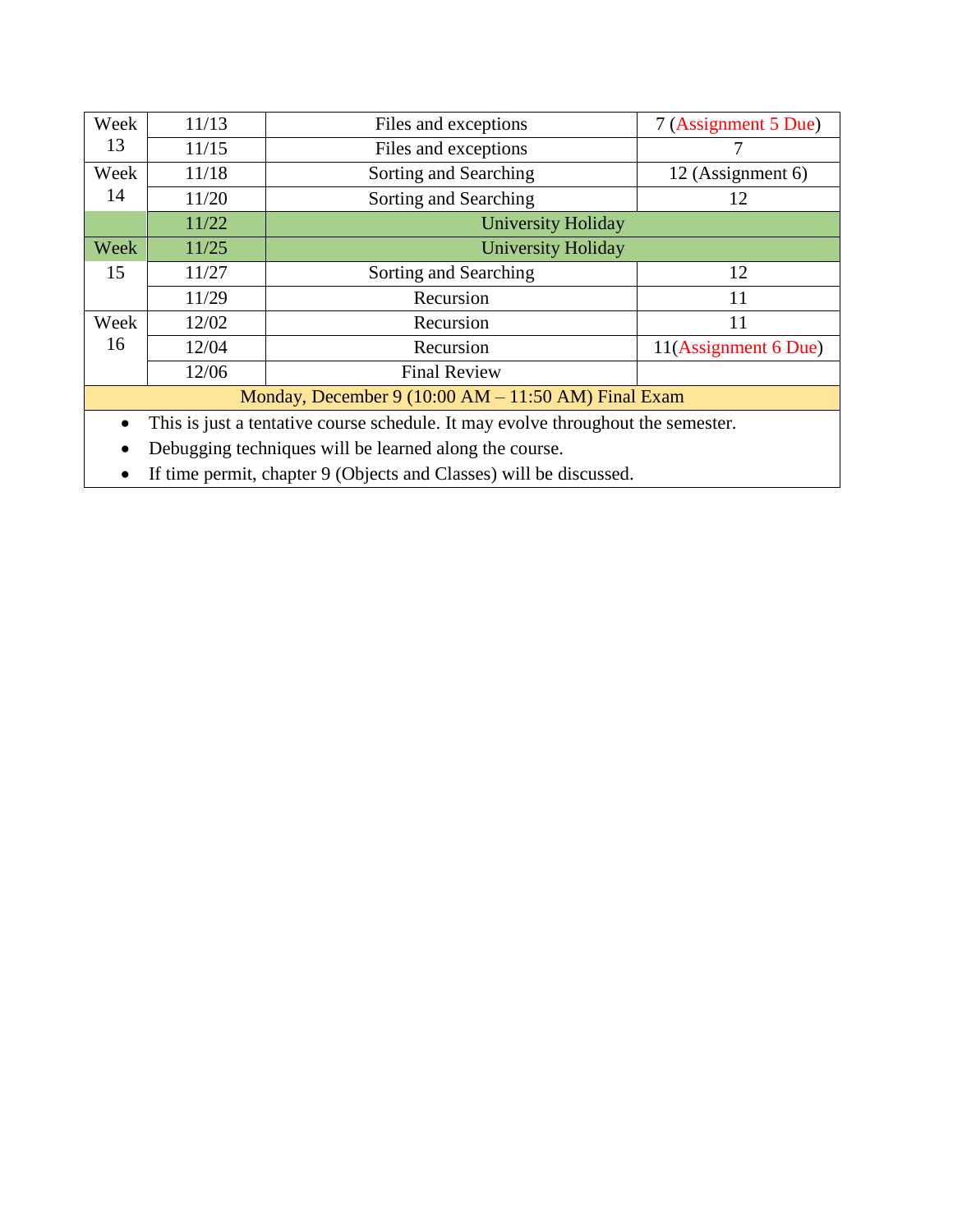| | | | |
|---|---|---|---|
| Week 13 | 11/13 | Files and exceptions | 7 (Assignment 5 Due) |
| | 11/15 | Files and exceptions | 7 |
| Week 14 | 11/18 | Sorting and Searching | 12 (Assignment 6) |
| | 11/20 | Sorting and Searching | 12 |
| | 11/22 | University Holiday | |
| Week 15 | 11/25 | University Holiday | |
| | 11/27 | Sorting and Searching | 12 |
| | 11/29 | Recursion | 11 |
| Week 16 | 12/02 | Recursion | 11 |
| | 12/04 | Recursion | 11(Assignment 6 Due) |
| | 12/06 | Final Review | |
| Monday, December 9 (10:00 AM – 11:50 AM) Final Exam | | | |

- This is just a tentative course schedule. It may evolve throughout the semester.
- Debugging techniques will be learned along the course.
- If time permit, chapter 9 (Objects and Classes) will be discussed.